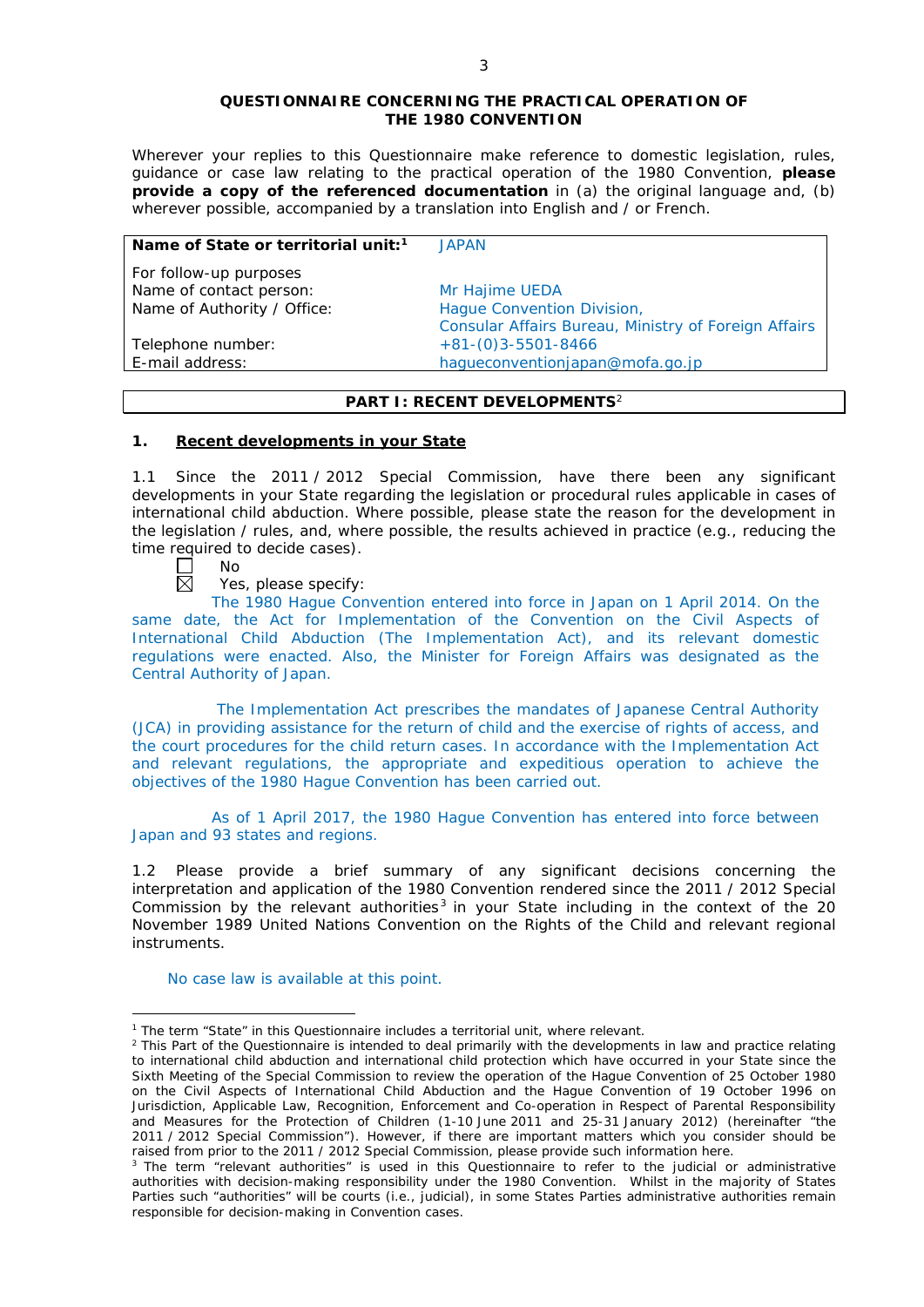**QUESTIONNAIRE CONCERNING THE PRACTICAL OPERATION OF THE 1980 CONVENTION**

Wherever your replies to this Questionnaire make reference to domestic legislation, rules, guidance or case law relating to the practical operation of the 1980 Convention, **please provide a copy of the referenced documentation** in (a) the original language and, (b) wherever possible, accompanied by a translation into English and / or French.

| **Name of State or territorial unit:**[1] | JAPAN |
|---|---|
| For follow-up purposes | |
| Name of contact person: | Mr Hajime UEDA |
| Name of Authority / Office: | Hague Convention Division, Consular Affairs Bureau, Ministry of Foreign Affairs |
| Telephone number: | +81-(0)3-5501-8466 |
| E-mail address: | hagueconventionjapan@mofa.go.jp |

## PART I: RECENT DEVELOPMENTS[2]

### 1. Recent developments in your State

1.1 Since the 2011 / 2012 Special Commission, have there been any significant developments in your State regarding the legislation or procedural rules applicable in cases of international child abduction. Where possible, please state the reason for the development in the legislation / rules, and, where possible, the results achieved in practice (e.g., reducing the time required to decide cases).

☐ No

☒ Yes, please specify:

The 1980 Hague Convention entered into force in Japan on 1 April 2014. On the same date, the Act for Implementation of the Convention on the Civil Aspects of International Child Abduction (The Implementation Act), and its relevant domestic regulations were enacted. Also, the Minister for Foreign Affairs was designated as the Central Authority of Japan.

The Implementation Act prescribes the mandates of Japanese Central Authority (JCA) in providing assistance for the return of child and the exercise of rights of access, and the court procedures for the child return cases. In accordance with the Implementation Act and relevant regulations, the appropriate and expeditious operation to achieve the objectives of the 1980 Hague Convention has been carried out.

As of 1 April 2017, the 1980 Hague Convention has entered into force between Japan and 93 states and regions.

1.2 Please provide a brief summary of any significant decisions concerning the interpretation and application of the 1980 Convention rendered since the 2011 / 2012 Special Commission by the relevant authorities[3] in your State including in the context of the 20 November 1989 United Nations Convention on the Rights of the Child and relevant regional instruments.

No case law is available at this point.

---

[1] The term "State" in this Questionnaire includes a territorial unit, where relevant.

[2] This Part of the Questionnaire is intended to deal primarily with the developments in law and practice relating to international child abduction and international child protection which have occurred in your State since the Sixth Meeting of the Special Commission to review the operation of the Hague Convention of 25 October 1980 on the Civil Aspects of International Child Abduction and the Hague Convention of 19 October 1996 on Jurisdiction, Applicable Law, Recognition, Enforcement and Co-operation in Respect of Parental Responsibility and Measures for the Protection of Children (1-10 June 2011 and 25-31 January 2012) (hereinafter "the 2011 / 2012 Special Commission"). However, if there are important matters which you consider should be raised from prior to the 2011 / 2012 Special Commission, please provide such information here.

[3] The term "relevant authorities" is used in this Questionnaire to refer to the judicial or administrative authorities with decision-making responsibility under the 1980 Convention. Whilst in the majority of States Parties such "authorities" will be courts (i.e., judicial), in some States Parties administrative authorities remain responsible for decision-making in Convention cases.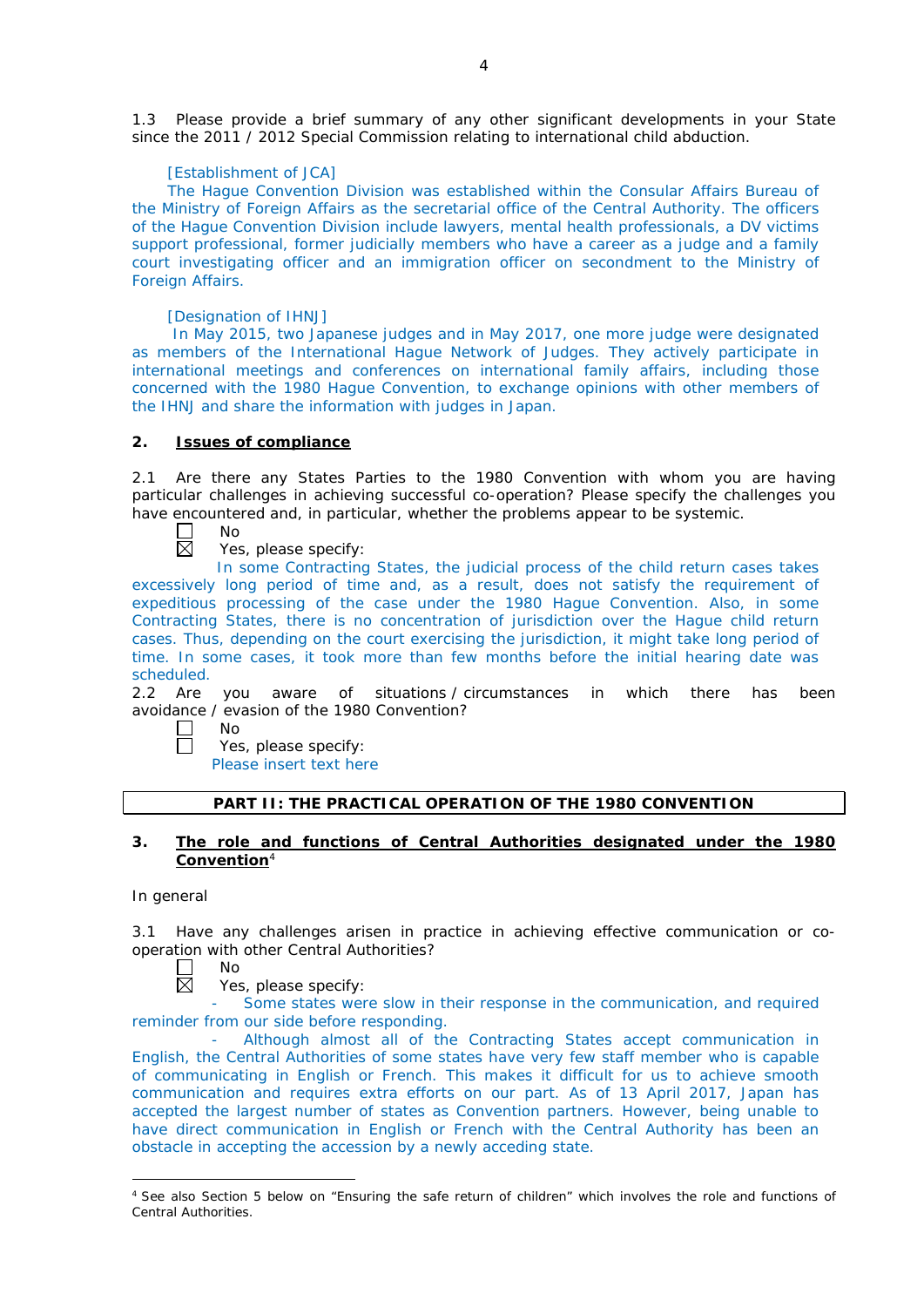1.3 Please provide a brief summary of any other significant developments in your State since the 2011 / 2012 Special Commission relating to international child abduction.

[Establishment of JCA]

The Hague Convention Division was established within the Consular Affairs Bureau of the Ministry of Foreign Affairs as the secretarial office of the Central Authority. The officers of the Hague Convention Division include lawyers, mental health professionals, a DV victims support professional, former judicially members who have a career as a judge and a family court investigating officer and an immigration officer on secondment to the Ministry of Foreign Affairs.

[Designation of IHNJ]

In May 2015, two Japanese judges and in May 2017, one more judge were designated as members of the International Hague Network of Judges. They actively participate in international meetings and conferences on international family affairs, including those concerned with the 1980 Hague Convention, to exchange opinions with other members of the IHNJ and share the information with judges in Japan.

## 2. Issues of compliance

2.1 Are there any States Parties to the 1980 Convention with whom you are having particular challenges in achieving successful co-operation? Please specify the challenges you have encountered and, in particular, whether the problems appear to be systemic.

☐ No

☒ Yes, please specify:

In some Contracting States, the judicial process of the child return cases takes excessively long period of time and, as a result, does not satisfy the requirement of expeditious processing of the case under the 1980 Hague Convention. Also, in some Contracting States, there is no concentration of jurisdiction over the Hague child return cases. Thus, depending on the court exercising the jurisdiction, it might take long period of time. In some cases, it took more than few months before the initial hearing date was scheduled.

2.2 Are you aware of situations / circumstances in which there has been avoidance / evasion of the 1980 Convention?

☐ No

☐ Yes, please specify:

Please insert text here

## PART II: THE PRACTICAL OPERATION OF THE 1980 CONVENTION

## 3. The role and functions of Central Authorities designated under the 1980 Convention[4]

In general

3.1 Have any challenges arisen in practice in achieving effective communication or co-operation with other Central Authorities?

☐ No

☒ Yes, please specify:

- Some states were slow in their response in the communication, and required reminder from our side before responding.
- Although almost all of the Contracting States accept communication in English, the Central Authorities of some states have very few staff member who is capable of communicating in English or French. This makes it difficult for us to achieve smooth communication and requires extra efforts on our part. As of 13 April 2017, Japan has accepted the largest number of states as Convention partners. However, being unable to have direct communication in English or French with the Central Authority has been an obstacle in accepting the accession by a newly acceding state.

[4] See also Section 5 below on "Ensuring the safe return of children" which involves the role and functions of Central Authorities.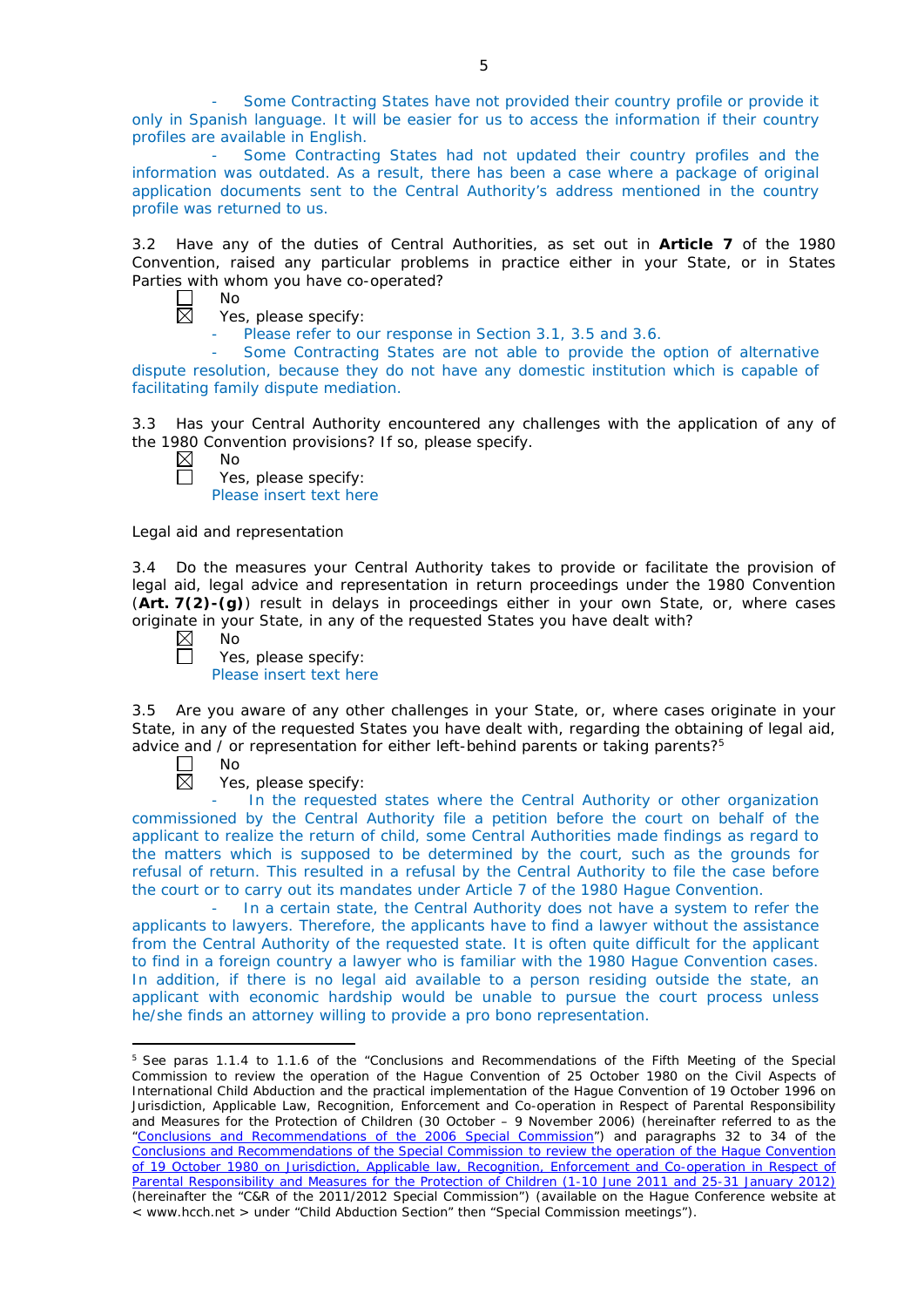- Some Contracting States have not provided their country profile or provide it only in Spanish language. It will be easier for us to access the information if their country profiles are available in English.

- Some Contracting States had not updated their country profiles and the information was outdated. As a result, there has been a case where a package of original application documents sent to the Central Authority's address mentioned in the country profile was returned to us.

3.2 Have any of the duties of Central Authorities, as set out in **Article 7** of the 1980 Convention, raised any particular problems in practice either in your State, or in States Parties with whom you have co-operated?

☐ No
☒ Yes, please specify:

- Please refer to our response in Section 3.1, 3.5 and 3.6.
- Some Contracting States are not able to provide the option of alternative dispute resolution, because they do not have any domestic institution which is capable of facilitating family dispute mediation.

3.3 Has your Central Authority encountered any challenges with the application of any of the 1980 Convention provisions? If so, please specify.

☒ No
☐ Yes, please specify:
Please insert text here

Legal aid and representation

3.4 Do the measures your Central Authority takes to provide or facilitate the provision of legal aid, legal advice and representation in return proceedings under the 1980 Convention (**Art. 7(2)-(g)**) result in delays in proceedings either in your own State, or, where cases originate in your State, in any of the requested States you have dealt with?

☒ No
☐ Yes, please specify:
Please insert text here

3.5 Are you aware of any other challenges in your State, or, where cases originate in your State, in any of the requested States you have dealt with, regarding the obtaining of legal aid, advice and / or representation for either left-behind parents or taking parents?[5]

☐ No
☒ Yes, please specify:

- In the requested states where the Central Authority or other organization commissioned by the Central Authority file a petition before the court on behalf of the applicant to realize the return of child, some Central Authorities made findings as regard to the matters which is supposed to be determined by the court, such as the grounds for refusal of return. This resulted in a refusal by the Central Authority to file the case before the court or to carry out its mandates under Article 7 of the 1980 Hague Convention.
- In a certain state, the Central Authority does not have a system to refer the applicants to lawyers. Therefore, the applicants have to find a lawyer without the assistance from the Central Authority of the requested state. It is often quite difficult for the applicant to find in a foreign country a lawyer who is familiar with the 1980 Hague Convention cases. In addition, if there is no legal aid available to a person residing outside the state, an applicant with economic hardship would be unable to pursue the court process unless he/she finds an attorney willing to provide a pro bono representation.

---

[5] See paras 1.1.4 to 1.1.6 of the "Conclusions and Recommendations of the Fifth Meeting of the Special Commission to review the operation of the Hague Convention of 25 October 1980 on the Civil Aspects of International Child Abduction and the practical implementation of the Hague Convention of 19 October 1996 on Jurisdiction, Applicable Law, Recognition, Enforcement and Co-operation in Respect of Parental Responsibility and Measures for the Protection of Children (30 October – 9 November 2006) (hereinafter referred to as the "Conclusions and Recommendations of the 2006 Special Commission") and paragraphs 32 to 34 of the Conclusions and Recommendations of the Special Commission to review the operation of the Hague Convention of 19 October 1980 on Jurisdiction, Applicable law, Recognition, Enforcement and Co-operation in Respect of Parental Responsibility and Measures for the Protection of Children (1-10 June 2011 and 25-31 January 2012) (hereinafter the "C&R of the 2011/2012 Special Commission") (available on the Hague Conference website at < www.hcch.net > under "Child Abduction Section" then "Special Commission meetings").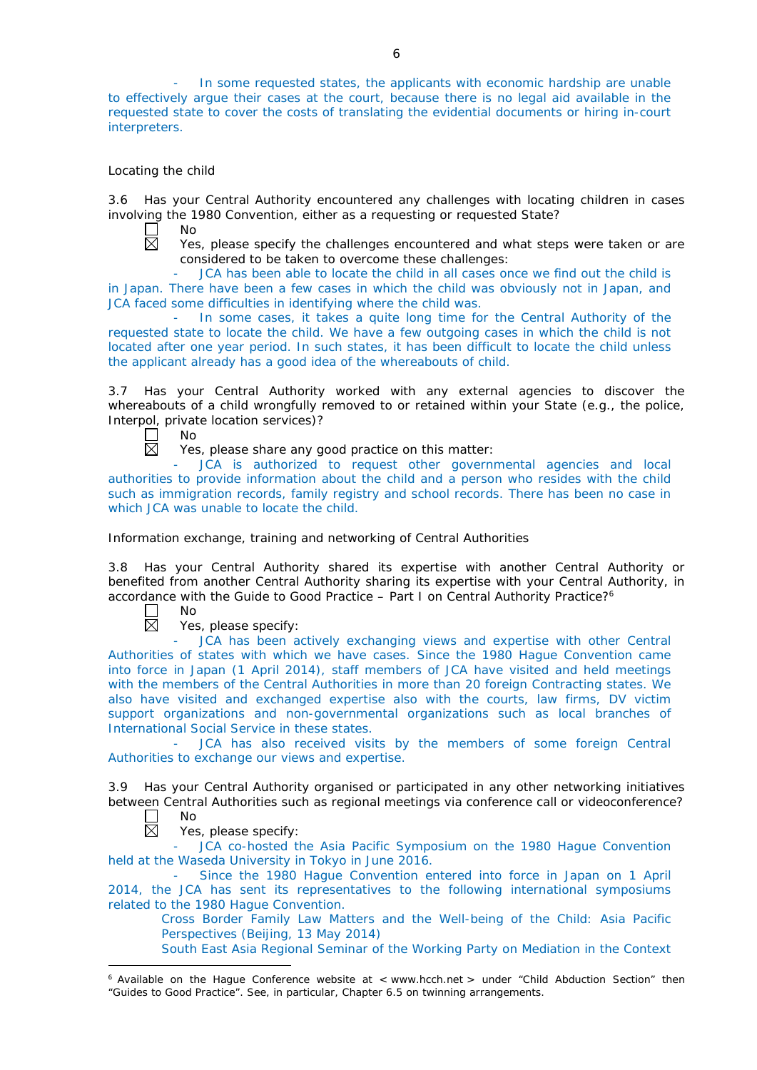- In some requested states, the applicants with economic hardship are unable to effectively argue their cases at the court, because there is no legal aid available in the requested state to cover the costs of translating the evidential documents or hiring in-court interpreters.

Locating the child

3.6 Has your Central Authority encountered any challenges with locating children in cases involving the 1980 Convention, either as a requesting or requested State?

☐ No

☒ Yes, please specify the challenges encountered and what steps were taken or are considered to be taken to overcome these challenges:

- JCA has been able to locate the child in all cases once we find out the child is in Japan. There have been a few cases in which the child was obviously not in Japan, and JCA faced some difficulties in identifying where the child was.
- In some cases, it takes a quite long time for the Central Authority of the requested state to locate the child. We have a few outgoing cases in which the child is not located after one year period. In such states, it has been difficult to locate the child unless the applicant already has a good idea of the whereabouts of child.

3.7 Has your Central Authority worked with any external agencies to discover the whereabouts of a child wrongfully removed to or retained within your State (e.g., the police, Interpol, private location services)?

☐ No

☒ Yes, please share any good practice on this matter:

- JCA is authorized to request other governmental agencies and local authorities to provide information about the child and a person who resides with the child such as immigration records, family registry and school records. There has been no case in which JCA was unable to locate the child.

Information exchange, training and networking of Central Authorities

3.8 Has your Central Authority shared its expertise with another Central Authority or benefited from another Central Authority sharing its expertise with your Central Authority, in accordance with the Guide to Good Practice – Part I on Central Authority Practice?[6]

☐ No

☒ Yes, please specify:

- JCA has been actively exchanging views and expertise with other Central Authorities of states with which we have cases. Since the 1980 Hague Convention came into force in Japan (1 April 2014), staff members of JCA have visited and held meetings with the members of the Central Authorities in more than 20 foreign Contracting states. We also have visited and exchanged expertise also with the courts, law firms, DV victim support organizations and non-governmental organizations such as local branches of International Social Service in these states.
- JCA has also received visits by the members of some foreign Central Authorities to exchange our views and expertise.

3.9 Has your Central Authority organised or participated in any other networking initiatives between Central Authorities such as regional meetings via conference call or videoconference?

☐ No

☒ Yes, please specify:

- JCA co-hosted the Asia Pacific Symposium on the 1980 Hague Convention held at the Waseda University in Tokyo in June 2016.
- Since the 1980 Hague Convention entered into force in Japan on 1 April 2014, the JCA has sent its representatives to the following international symposiums related to the 1980 Hague Convention.

Cross Border Family Law Matters and the Well-being of the Child: Asia Pacific Perspectives (Beijing, 13 May 2014)

South East Asia Regional Seminar of the Working Party on Mediation in the Context

---

[6] Available on the Hague Conference website at < www.hcch.net > under "Child Abduction Section" then "Guides to Good Practice". See, in particular, Chapter 6.5 on twinning arrangements.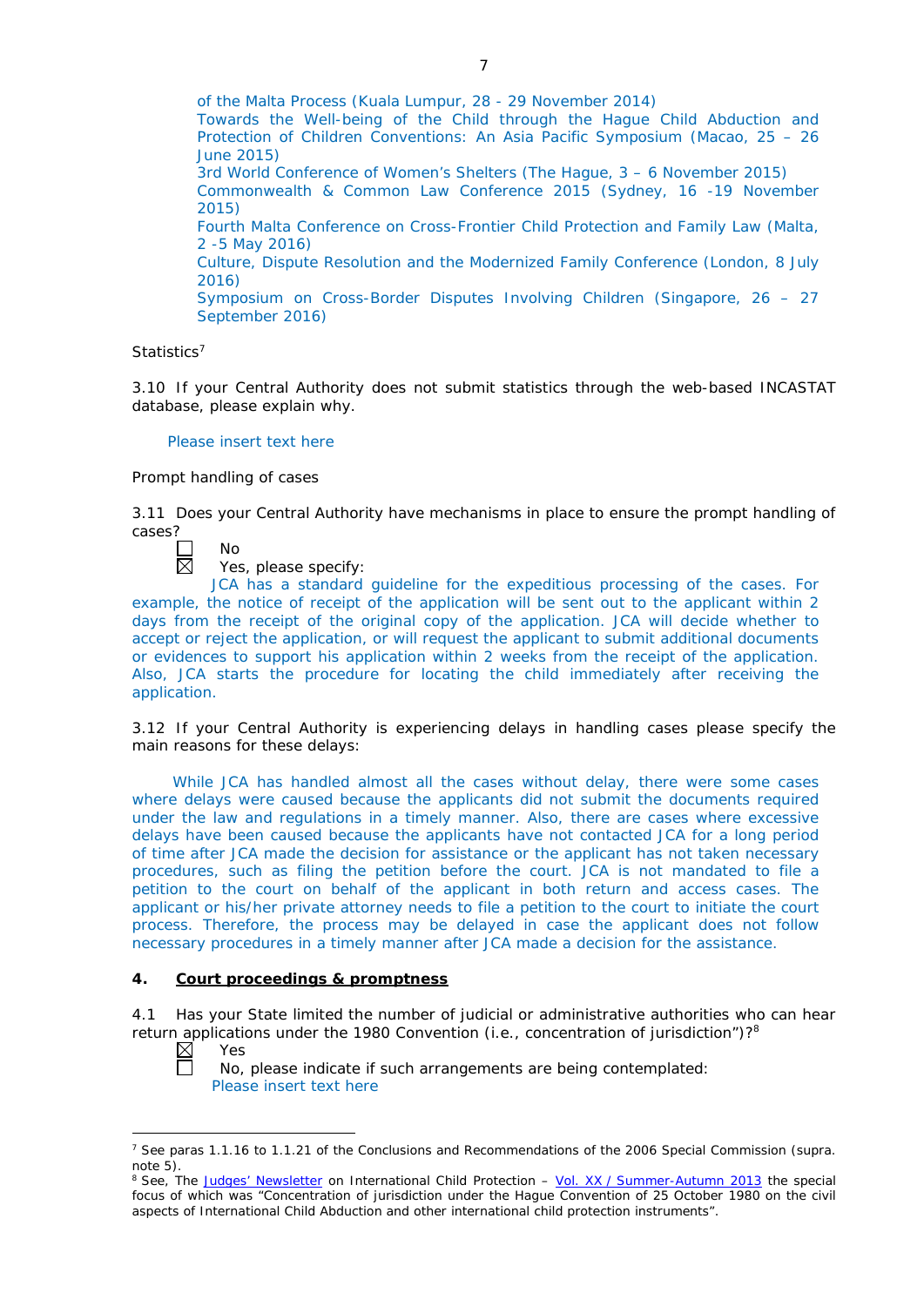of the Malta Process (Kuala Lumpur, 28 - 29 November 2014)
Towards the Well-being of the Child through the Hague Child Abduction and Protection of Children Conventions: An Asia Pacific Symposium (Macao, 25 – 26 June 2015)
3rd World Conference of Women's Shelters (The Hague, 3 – 6 November 2015)
Commonwealth & Common Law Conference 2015 (Sydney, 16 -19 November 2015)
Fourth Malta Conference on Cross-Frontier Child Protection and Family Law (Malta, 2 -5 May 2016)
Culture, Dispute Resolution and the Modernized Family Conference (London, 8 July 2016)
Symposium on Cross-Border Disputes Involving Children (Singapore, 26 – 27 September 2016)

Statistics[7]

3.10 If your Central Authority does not submit statistics through the web-based INCASTAT database, please explain why.

Please insert text here

Prompt handling of cases

3.11 Does your Central Authority have mechanisms in place to ensure the prompt handling of cases?

☐ No
☒ Yes, please specify:

JCA has a standard guideline for the expeditious processing of the cases. For example, the notice of receipt of the application will be sent out to the applicant within 2 days from the receipt of the original copy of the application. JCA will decide whether to accept or reject the application, or will request the applicant to submit additional documents or evidences to support his application within 2 weeks from the receipt of the application. Also, JCA starts the procedure for locating the child immediately after receiving the application.

3.12 If your Central Authority is experiencing delays in handling cases please specify the main reasons for these delays:

While JCA has handled almost all the cases without delay, there were some cases where delays were caused because the applicants did not submit the documents required under the law and regulations in a timely manner. Also, there are cases where excessive delays have been caused because the applicants have not contacted JCA for a long period of time after JCA made the decision for assistance or the applicant has not taken necessary procedures, such as filing the petition before the court. JCA is not mandated to file a petition to the court on behalf of the applicant in both return and access cases. The applicant or his/her private attorney needs to file a petition to the court to initiate the court process. Therefore, the process may be delayed in case the applicant does not follow necessary procedures in a timely manner after JCA made a decision for the assistance.

## 4. Court proceedings & promptness

4.1 Has your State limited the number of judicial or administrative authorities who can hear return applications under the 1980 Convention (i.e., concentration of jurisdiction")?[8]

☒ Yes
☐ No, please indicate if such arrangements are being contemplated:

Please insert text here

[7] See paras 1.1.16 to 1.1.21 of the Conclusions and Recommendations of the 2006 Special Commission (supra. note 5).

[8] See, The Judges' Newsletter on International Child Protection – Vol. XX / Summer-Autumn 2013 the special focus of which was "Concentration of jurisdiction under the Hague Convention of 25 October 1980 on the civil aspects of International Child Abduction and other international child protection instruments".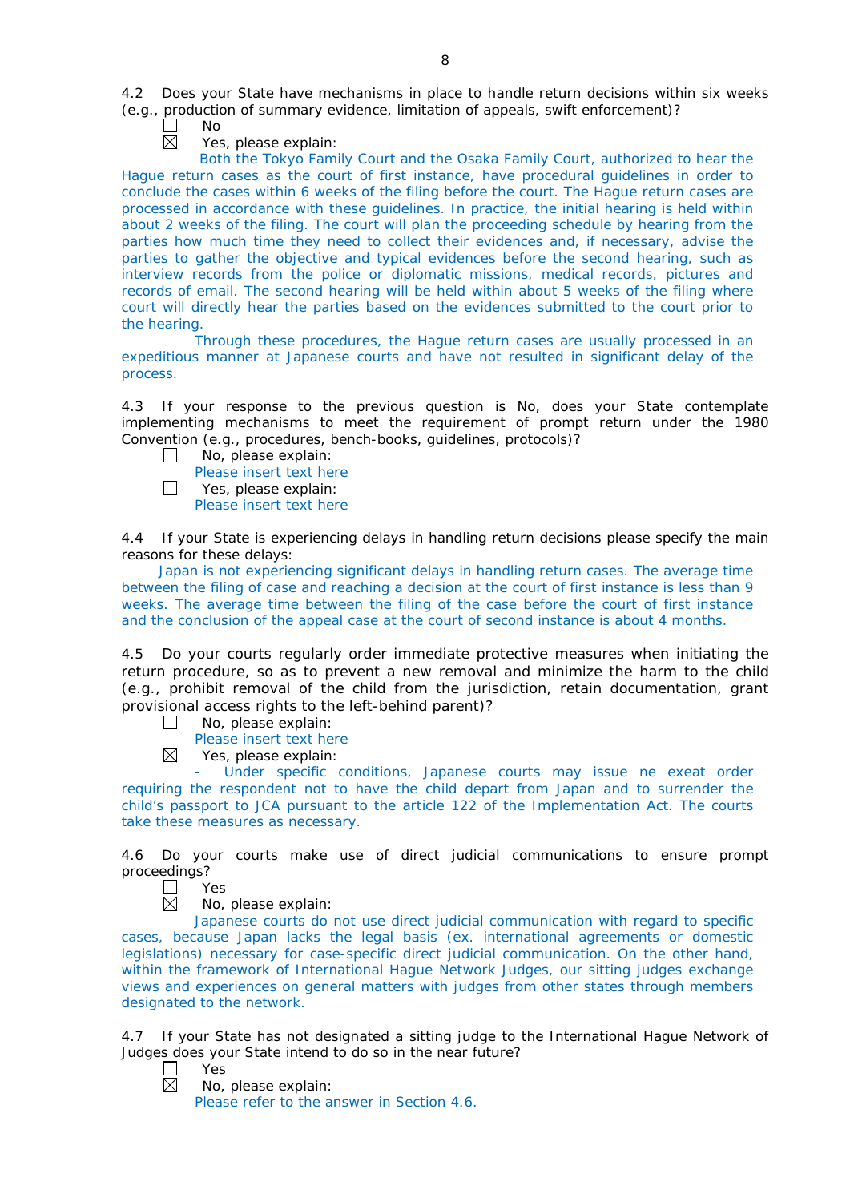4.2 Does your State have mechanisms in place to handle return decisions within six weeks (e.g., production of summary evidence, limitation of appeals, swift enforcement)?

☐ No

☒ Yes, please explain:

Both the Tokyo Family Court and the Osaka Family Court, authorized to hear the Hague return cases as the court of first instance, have procedural guidelines in order to conclude the cases within 6 weeks of the filing before the court. The Hague return cases are processed in accordance with these guidelines. In practice, the initial hearing is held within about 2 weeks of the filing. The court will plan the proceeding schedule by hearing from the parties how much time they need to collect their evidences and, if necessary, advise the parties to gather the objective and typical evidences before the second hearing, such as interview records from the police or diplomatic missions, medical records, pictures and records of email. The second hearing will be held within about 5 weeks of the filing where court will directly hear the parties based on the evidences submitted to the court prior to the hearing.

Through these procedures, the Hague return cases are usually processed in an expeditious manner at Japanese courts and have not resulted in significant delay of the process.

4.3 If your response to the previous question is No, does your State contemplate implementing mechanisms to meet the requirement of prompt return under the 1980 Convention (e.g., procedures, bench-books, guidelines, protocols)?

☐ No, please explain:

Please insert text here

☐ Yes, please explain:

Please insert text here

4.4 If your State is experiencing delays in handling return decisions please specify the main reasons for these delays:

Japan is not experiencing significant delays in handling return cases. The average time between the filing of case and reaching a decision at the court of first instance is less than 9 weeks. The average time between the filing of the case before the court of first instance and the conclusion of the appeal case at the court of second instance is about 4 months.

4.5 Do your courts regularly order immediate protective measures when initiating the return procedure, so as to prevent a new removal and minimize the harm to the child (e.g., prohibit removal of the child from the jurisdiction, retain documentation, grant provisional access rights to the left-behind parent)?

☐ No, please explain:

Please insert text here

☒ Yes, please explain:

- Under specific conditions, Japanese courts may issue ne exeat order requiring the respondent not to have the child depart from Japan and to surrender the child's passport to JCA pursuant to the article 122 of the Implementation Act. The courts take these measures as necessary.

4.6 Do your courts make use of direct judicial communications to ensure prompt proceedings?

☐ Yes

☒ No, please explain:

Japanese courts do not use direct judicial communication with regard to specific cases, because Japan lacks the legal basis (ex. international agreements or domestic legislations) necessary for case-specific direct judicial communication. On the other hand, within the framework of International Hague Network Judges, our sitting judges exchange views and experiences on general matters with judges from other states through members designated to the network.

4.7 If your State has not designated a sitting judge to the International Hague Network of Judges does your State intend to do so in the near future?

☐ Yes

☒ No, please explain:

Please refer to the answer in Section 4.6.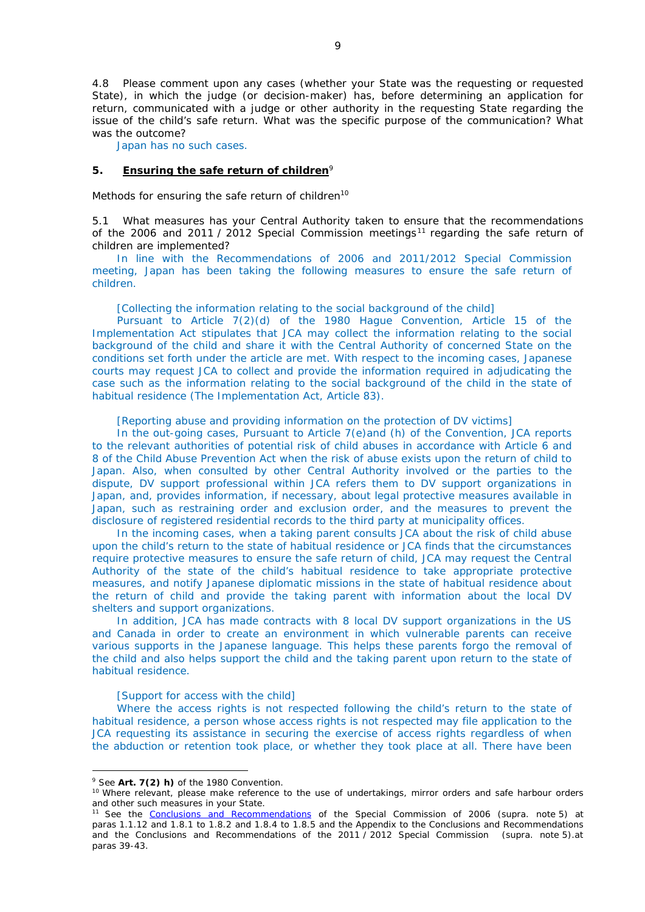4.8 Please comment upon any cases (whether your State was the requesting or requested State), in which the judge (or decision-maker) has, before determining an application for return, communicated with a judge or other authority in the requesting State regarding the issue of the child's safe return. What was the specific purpose of the communication? What was the outcome?

Japan has no such cases.

## 5. <u>Ensuring the safe return of children</u>[9]

Methods for ensuring the safe return of children[10]

5.1 What measures has your Central Authority taken to ensure that the recommendations of the 2006 and 2011 / 2012 Special Commission meetings[11] regarding the safe return of children are implemented?

In line with the Recommendations of 2006 and 2011/2012 Special Commission meeting, Japan has been taking the following measures to ensure the safe return of children.

[Collecting the information relating to the social background of the child]

Pursuant to Article 7(2)(d) of the 1980 Hague Convention, Article 15 of the Implementation Act stipulates that JCA may collect the information relating to the social background of the child and share it with the Central Authority of concerned State on the conditions set forth under the article are met. With respect to the incoming cases, Japanese courts may request JCA to collect and provide the information required in adjudicating the case such as the information relating to the social background of the child in the state of habitual residence (The Implementation Act, Article 83).

[Reporting abuse and providing information on the protection of DV victims]

In the out-going cases, Pursuant to Article 7(e)and (h) of the Convention, JCA reports to the relevant authorities of potential risk of child abuses in accordance with Article 6 and 8 of the Child Abuse Prevention Act when the risk of abuse exists upon the return of child to Japan. Also, when consulted by other Central Authority involved or the parties to the dispute, DV support professional within JCA refers them to DV support organizations in Japan, and, provides information, if necessary, about legal protective measures available in Japan, such as restraining order and exclusion order, and the measures to prevent the disclosure of registered residential records to the third party at municipality offices.

In the incoming cases, when a taking parent consults JCA about the risk of child abuse upon the child's return to the state of habitual residence or JCA finds that the circumstances require protective measures to ensure the safe return of child, JCA may request the Central Authority of the state of the child's habitual residence to take appropriate protective measures, and notify Japanese diplomatic missions in the state of habitual residence about the return of child and provide the taking parent with information about the local DV shelters and support organizations.

In addition, JCA has made contracts with 8 local DV support organizations in the US and Canada in order to create an environment in which vulnerable parents can receive various supports in the Japanese language. This helps these parents forgo the removal of the child and also helps support the child and the taking parent upon return to the state of habitual residence.

[Support for access with the child]

Where the access rights is not respected following the child's return to the state of habitual residence, a person whose access rights is not respected may file application to the JCA requesting its assistance in securing the exercise of access rights regardless of when the abduction or retention took place, or whether they took place at all. There have been

---

[9] See **Art. 7(2) h)** of the 1980 Convention.

[10] Where relevant, please make reference to the use of undertakings, mirror orders and safe harbour orders and other such measures in your State.

[11] See the <u>Conclusions and Recommendations</u> of the Special Commission of 2006 (supra. note 5) at paras 1.1.12 and 1.8.1 to 1.8.2 and 1.8.4 to 1.8.5 and the Appendix to the Conclusions and Recommendations and the Conclusions and Recommendations of the 2011 / 2012 Special Commission (supra. note 5).at paras 39-43.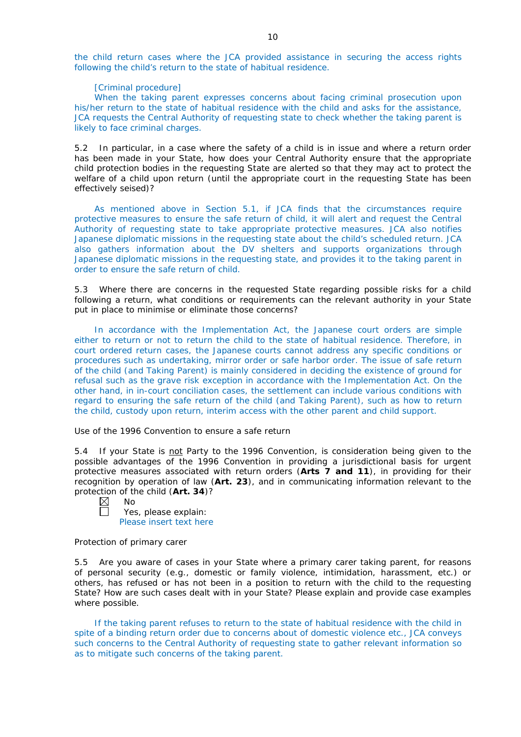the child return cases where the JCA provided assistance in securing the access rights following the child's return to the state of habitual residence.

[Criminal procedure]

When the taking parent expresses concerns about facing criminal prosecution upon his/her return to the state of habitual residence with the child and asks for the assistance, JCA requests the Central Authority of requesting state to check whether the taking parent is likely to face criminal charges.

5.2 In particular, in a case where the safety of a child is in issue and where a return order has been made in your State, how does your Central Authority ensure that the appropriate child protection bodies in the requesting State are alerted so that they may act to protect the welfare of a child upon return (until the appropriate court in the requesting State has been effectively seized)?

As mentioned above in Section 5.1, if JCA finds that the circumstances require protective measures to ensure the safe return of child, it will alert and request the Central Authority of requesting state to take appropriate protective measures. JCA also notifies Japanese diplomatic missions in the requesting state about the child's scheduled return. JCA also gathers information about the DV shelters and supports organizations through Japanese diplomatic missions in the requesting state, and provides it to the taking parent in order to ensure the safe return of child.

5.3 Where there are concerns in the requested State regarding possible risks for a child following a return, what conditions or requirements can the relevant authority in your State put in place to minimise or eliminate those concerns?

In accordance with the Implementation Act, the Japanese court orders are simple either to return or not to return the child to the state of habitual residence. Therefore, in court ordered return cases, the Japanese courts cannot address any specific conditions or procedures such as undertaking, mirror order or safe harbor order. The issue of safe return of the child (and Taking Parent) is mainly considered in deciding the existence of ground for refusal such as the grave risk exception in accordance with the Implementation Act. On the other hand, in in-court conciliation cases, the settlement can include various conditions with regard to ensuring the safe return of the child (and Taking Parent), such as how to return the child, custody upon return, interim access with the other parent and child support.

Use of the 1996 Convention to ensure a safe return

5.4 If your State is not Party to the 1996 Convention, is consideration being given to the possible advantages of the 1996 Convention in providing a jurisdictional basis for urgent protective measures associated with return orders (**Arts 7 and 11**), in providing for their recognition by operation of law (**Art. 23**), and in communicating information relevant to the protection of the child (**Art. 34**)?

☒ No

☐ Yes, please explain:

Please insert text here

Protection of primary carer

5.5 Are you aware of cases in your State where a primary carer taking parent, for reasons of personal security (e.g., domestic or family violence, intimidation, harassment, etc.) or others, has refused or has not been in a position to return with the child to the requesting State? How are such cases dealt with in your State? Please explain and provide case examples where possible.

If the taking parent refuses to return to the state of habitual residence with the child in spite of a binding return order due to concerns about of domestic violence etc., JCA conveys such concerns to the Central Authority of requesting state to gather relevant information so as to mitigate such concerns of the taking parent.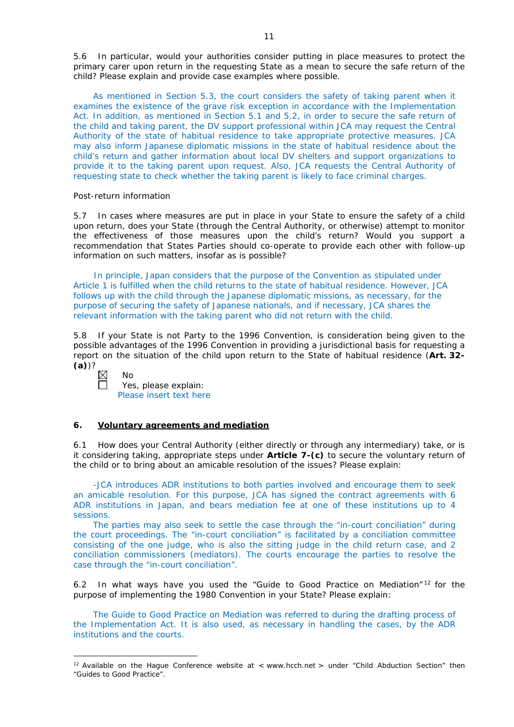5.6 In particular, would your authorities consider putting in place measures to protect the primary carer upon return in the requesting State as a mean to secure the safe return of the child? Please explain and provide case examples where possible.

As mentioned in Section 5.3, the court considers the safety of taking parent when it examines the existence of the grave risk exception in accordance with the Implementation Act. In addition, as mentioned in Section 5.1 and 5.2, in order to secure the safe return of the child and taking parent, the DV support professional within JCA may request the Central Authority of the state of habitual residence to take appropriate protective measures. JCA may also inform Japanese diplomatic missions in the state of habitual residence about the child's return and gather information about local DV shelters and support organizations to provide it to the taking parent upon request. Also, JCA requests the Central Authority of requesting state to check whether the taking parent is likely to face criminal charges.

Post-return information

5.7 In cases where measures are put in place in your State to ensure the safety of a child upon return, does your State (through the Central Authority, or otherwise) attempt to monitor the effectiveness of those measures upon the child's return? Would you support a recommendation that States Parties should co-operate to provide each other with follow-up information on such matters, insofar as is possible?

In principle, Japan considers that the purpose of the Convention as stipulated under Article 1 is fulfilled when the child returns to the state of habitual residence. However, JCA follows up with the child through the Japanese diplomatic missions, as necessary, for the purpose of securing the safety of Japanese nationals, and if necessary, JCA shares the relevant information with the taking parent who did not return with the child.

5.8 If your State is not Party to the 1996 Convention, is consideration being given to the possible advantages of the 1996 Convention in providing a jurisdictional basis for requesting a report on the situation of the child upon return to the State of habitual residence (**Art. 32-(a)**)?

☒ No
☐ Yes, please explain:
Please insert text here

## 6. Voluntary agreements and mediation

6.1 How does your Central Authority (either directly or through any intermediary) take, or is it considering taking, appropriate steps under **Article 7-(c)** to secure the voluntary return of the child or to bring about an amicable resolution of the issues? Please explain:

-JCA introduces ADR institutions to both parties involved and encourage them to seek an amicable resolution. For this purpose, JCA has signed the contract agreements with 6 ADR institutions in Japan, and bears mediation fee at one of these institutions up to 4 sessions.

The parties may also seek to settle the case through the "in-court conciliation" during the court proceedings. The "in-court conciliation" is facilitated by a conciliation committee consisting of the one judge, who is also the sitting judge in the child return case, and 2 conciliation commissioners (mediators). The courts encourage the parties to resolve the case through the "in-court conciliation".

6.2 In what ways have you used the "Guide to Good Practice on Mediation"[12] for the purpose of implementing the 1980 Convention in your State? Please explain:

The Guide to Good Practice on Mediation was referred to during the drafting process of the Implementation Act. It is also used, as necessary in handling the cases, by the ADR institutions and the courts.

[12] Available on the Hague Conference website at < www.hcch.net > under "Child Abduction Section" then "Guides to Good Practice".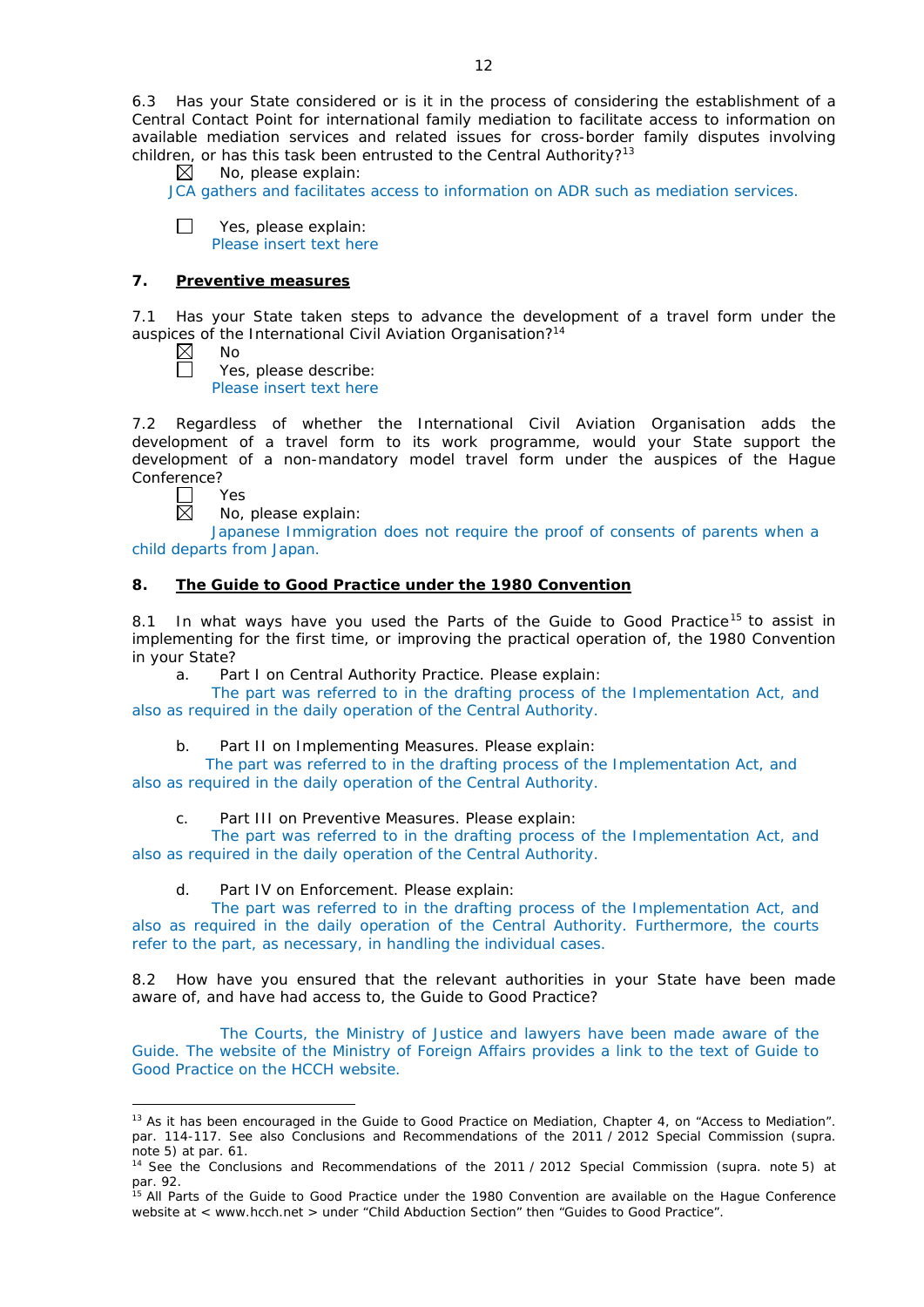6.3 Has your State considered or is it in the process of considering the establishment of a Central Contact Point for international family mediation to facilitate access to information on available mediation services and related issues for cross-border family disputes involving children, or has this task been entrusted to the Central Authority?[13]

☒ No, please explain:
JCA gathers and facilitates access to information on ADR such as mediation services.

☐ Yes, please explain:
Please insert text here

## 7. Preventive measures

7.1 Has your State taken steps to advance the development of a travel form under the auspices of the International Civil Aviation Organisation?[14]

☒ No

☐ Yes, please describe:
Please insert text here

7.2 Regardless of whether the International Civil Aviation Organisation adds the development of a travel form to its work programme, would your State support the development of a non-mandatory model travel form under the auspices of the Hague Conference?

☐ Yes

☒ No, please explain:
Japanese Immigration does not require the proof of consents of parents when a child departs from Japan.

## 8. The Guide to Good Practice under the 1980 Convention

8.1 In what ways have you used the Parts of the Guide to Good Practice[15] to assist in implementing for the first time, or improving the practical operation of, the 1980 Convention in your State?

a. Part I on Central Authority Practice. Please explain:
The part was referred to in the drafting process of the Implementation Act, and also as required in the daily operation of the Central Authority.

b. Part II on Implementing Measures. Please explain:
The part was referred to in the drafting process of the Implementation Act, and also as required in the daily operation of the Central Authority.

c. Part III on Preventive Measures. Please explain:
The part was referred to in the drafting process of the Implementation Act, and also as required in the daily operation of the Central Authority.

d. Part IV on Enforcement. Please explain:
The part was referred to in the drafting process of the Implementation Act, and also as required in the daily operation of the Central Authority. Furthermore, the courts refer to the part, as necessary, in handling the individual cases.

8.2 How have you ensured that the relevant authorities in your State have been made aware of, and have had access to, the Guide to Good Practice?

The Courts, the Ministry of Justice and lawyers have been made aware of the Guide. The website of the Ministry of Foreign Affairs provides a link to the text of Guide to Good Practice on the HCCH website.

---

[13] As it has been encouraged in the Guide to Good Practice on Mediation, Chapter 4, on "Access to Mediation". par. 114-117. See also Conclusions and Recommendations of the 2011 / 2012 Special Commission (supra. note 5) at par. 61.

[14] See the Conclusions and Recommendations of the 2011 / 2012 Special Commission (supra. note 5) at par. 92.

[15] All Parts of the Guide to Good Practice under the 1980 Convention are available on the Hague Conference website at < www.hcch.net > under "Child Abduction Section" then "Guides to Good Practice".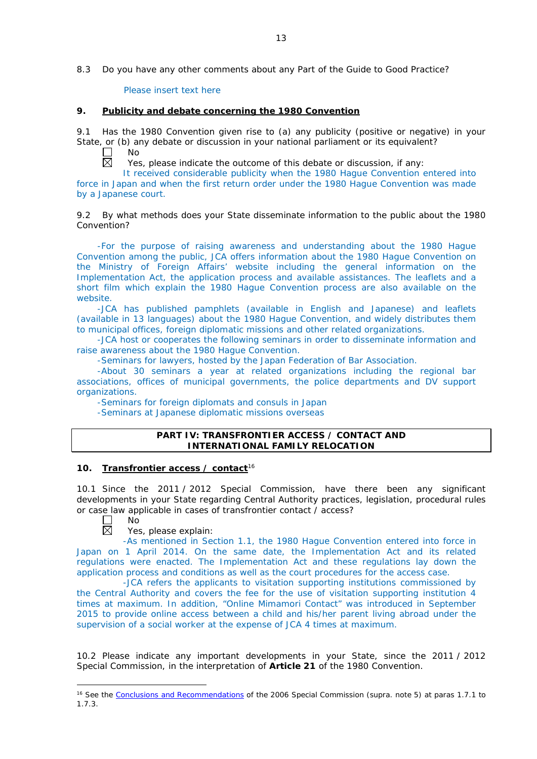8.3 Do you have any other comments about any Part of the Guide to Good Practice?

Please insert text here

## 9. Publicity and debate concerning the 1980 Convention

9.1 Has the 1980 Convention given rise to (a) any publicity (positive or negative) in your State, or (b) any debate or discussion in your national parliament or its equivalent?

☐ No

☒ Yes, please indicate the outcome of this debate or discussion, if any:

It received considerable publicity when the 1980 Hague Convention entered into force in Japan and when the first return order under the 1980 Hague Convention was made by a Japanese court.

9.2 By what methods does your State disseminate information to the public about the 1980 Convention?

-For the purpose of raising awareness and understanding about the 1980 Hague Convention among the public, JCA offers information about the 1980 Hague Convention on the Ministry of Foreign Affairs' website including the general information on the Implementation Act, the application process and available assistances. The leaflets and a short film which explain the 1980 Hague Convention process are also available on the website.

-JCA has published pamphlets (available in English and Japanese) and leaflets (available in 13 languages) about the 1980 Hague Convention, and widely distributes them to municipal offices, foreign diplomatic missions and other related organizations.

-JCA host or cooperates the following seminars in order to disseminate information and raise awareness about the 1980 Hague Convention.

-Seminars for lawyers, hosted by the Japan Federation of Bar Association.

-About 30 seminars a year at related organizations including the regional bar associations, offices of municipal governments, the police departments and DV support organizations.

-Seminars for foreign diplomats and consuls in Japan

-Seminars at Japanese diplomatic missions overseas

**PART IV: TRANSFRONTIER ACCESS / CONTACT AND INTERNATIONAL FAMILY RELOCATION**

## 10. Transfrontier access / contact[16]

10.1 Since the 2011 / 2012 Special Commission, have there been any significant developments in your State regarding Central Authority practices, legislation, procedural rules or case law applicable in cases of transfrontier contact / access?

☐ No

☒ Yes, please explain:

-As mentioned in Section 1.1, the 1980 Hague Convention entered into force in Japan on 1 April 2014. On the same date, the Implementation Act and its related regulations were enacted. The Implementation Act and these regulations lay down the application process and conditions as well as the court procedures for the access case.

-JCA refers the applicants to visitation supporting institutions commissioned by the Central Authority and covers the fee for the use of visitation supporting institution 4 times at maximum. In addition, "Online Mimamori Contact" was introduced in September 2015 to provide online access between a child and his/her parent living abroad under the supervision of a social worker at the expense of JCA 4 times at maximum.

10.2 Please indicate any important developments in your State, since the 2011 / 2012 Special Commission, in the interpretation of **Article 21** of the 1980 Convention.

---

[16] See the Conclusions and Recommendations of the 2006 Special Commission (supra. note 5) at paras 1.7.1 to 1.7.3.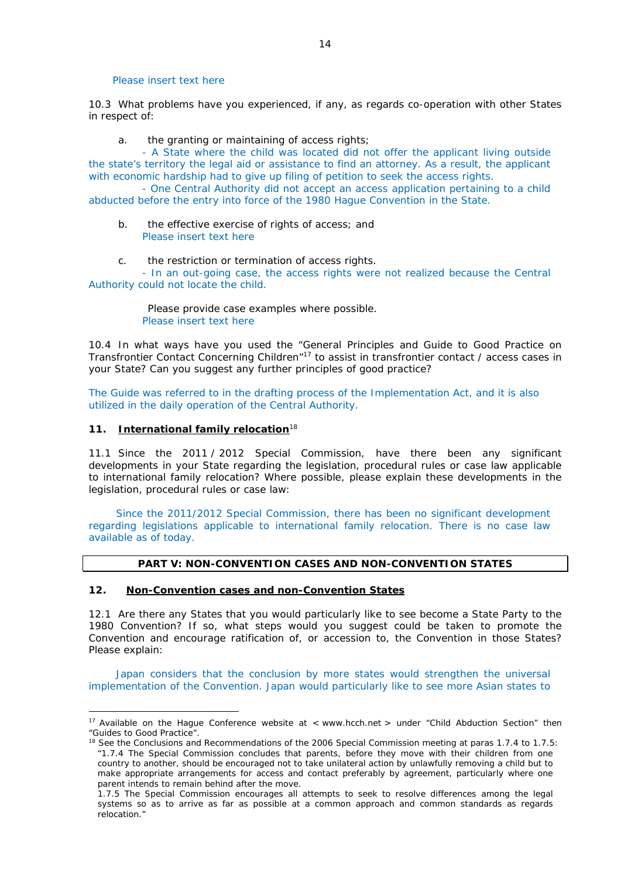Please insert text here

10.3 What problems have you experienced, if any, as regards co-operation with other States in respect of:

a. the granting or maintaining of access rights;

- A State where the child was located did not offer the applicant living outside the state's territory the legal aid or assistance to find an attorney. As a result, the applicant with economic hardship had to give up filing of petition to seek the access rights.

- One Central Authority did not accept an access application pertaining to a child abducted before the entry into force of the 1980 Hague Convention in the State.

b. the effective exercise of rights of access; and

Please insert text here

c. the restriction or termination of access rights.

- In an out-going case, the access rights were not realized because the Central Authority could not locate the child.

Please provide case examples where possible.

Please insert text here

10.4 In what ways have you used the "General Principles and Guide to Good Practice on Transfrontier Contact Concerning Children"[17] to assist in transfrontier contact / access cases in your State? Can you suggest any further principles of good practice?

The Guide was referred to in the drafting process of the Implementation Act, and it is also utilized in the daily operation of the Central Authority.

## 11. International family relocation[18]

11.1 Since the 2011 / 2012 Special Commission, have there been any significant developments in your State regarding the legislation, procedural rules or case law applicable to international family relocation? Where possible, please explain these developments in the legislation, procedural rules or case law:

Since the 2011/2012 Special Commission, there has been no significant development regarding legislations applicable to international family relocation. There is no case law available as of today.

## PART V: NON-CONVENTION CASES AND NON-CONVENTION STATES

## 12. Non-Convention cases and non-Convention States

12.1 Are there any States that you would particularly like to see become a State Party to the 1980 Convention? If so, what steps would you suggest could be taken to promote the Convention and encourage ratification of, or accession to, the Convention in those States? Please explain:

Japan considers that the conclusion by more states would strengthen the universal implementation of the Convention. Japan would particularly like to see more Asian states to

---

[17] Available on the Hague Conference website at < www.hcch.net > under "Child Abduction Section" then "Guides to Good Practice".

[18] See the Conclusions and Recommendations of the 2006 Special Commission meeting at paras 1.7.4 to 1.7.5: "1.7.4 The Special Commission concludes that parents, before they move with their children from one country to another, should be encouraged not to take unilateral action by unlawfully removing a child but to make appropriate arrangements for access and contact preferably by agreement, particularly where one parent intends to remain behind after the move.

1.7.5 The Special Commission encourages all attempts to seek to resolve differences among the legal systems so as to arrive as far as possible at a common approach and common standards as regards relocation."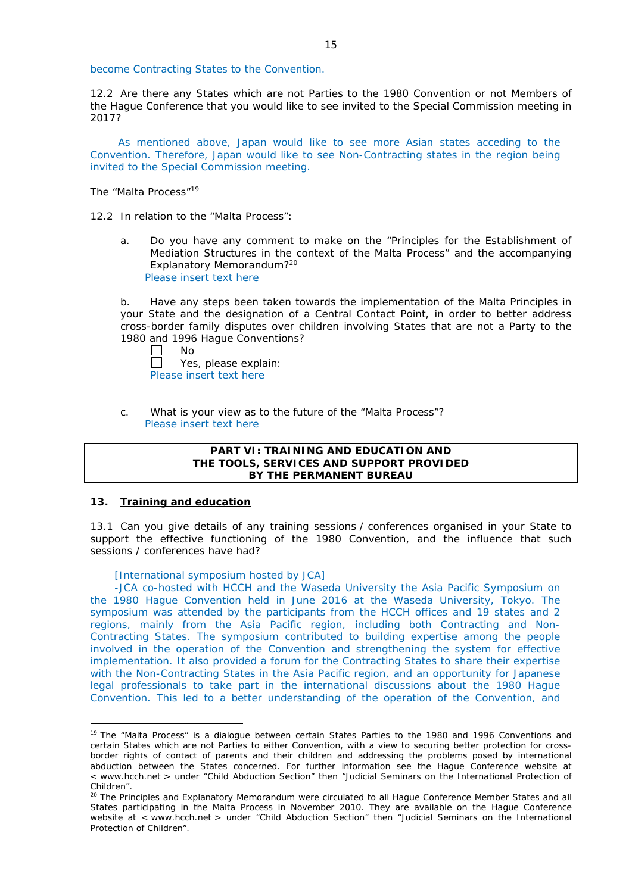become Contracting States to the Convention.

12.2 Are there any States which are not Parties to the 1980 Convention or not Members of the Hague Conference that you would like to see invited to the Special Commission meeting in 2017?

As mentioned above, Japan would like to see more Asian states acceding to the Convention. Therefore, Japan would like to see Non-Contracting states in the region being invited to the Special Commission meeting.

The "Malta Process"[19]

12.2 In relation to the "Malta Process":

a. Do you have any comment to make on the "Principles for the Establishment of Mediation Structures in the context of the Malta Process" and the accompanying Explanatory Memorandum?[20]
Please insert text here

b. Have any steps been taken towards the implementation of the Malta Principles in your State and the designation of a Central Contact Point, in order to better address cross-border family disputes over children involving States that are not a Party to the 1980 and 1996 Hague Conventions?
☐ No
☐ Yes, please explain:
Please insert text here

c. What is your view as to the future of the "Malta Process"?
Please insert text here

**PART VI: TRAINING AND EDUCATION AND THE TOOLS, SERVICES AND SUPPORT PROVIDED BY THE PERMANENT BUREAU**

## 13. Training and education

13.1 Can you give details of any training sessions / conferences organised in your State to support the effective functioning of the 1980 Convention, and the influence that such sessions / conferences have had?

[International symposium hosted by JCA]

-JCA co-hosted with HCCH and the Waseda University the Asia Pacific Symposium on the 1980 Hague Convention held in June 2016 at the Waseda University, Tokyo. The symposium was attended by the participants from the HCCH offices and 19 states and 2 regions, mainly from the Asia Pacific region, including both Contracting and Non-Contracting States. The symposium contributed to building expertise among the people involved in the operation of the Convention and strengthening the system for effective implementation. It also provided a forum for the Contracting States to share their expertise with the Non-Contracting States in the Asia Pacific region, and an opportunity for Japanese legal professionals to take part in the international discussions about the 1980 Hague Convention. This led to a better understanding of the operation of the Convention, and

---

[19] The "Malta Process" is a dialogue between certain States Parties to the 1980 and 1996 Conventions and certain States which are not Parties to either Convention, with a view to securing better protection for cross-border rights of contact of parents and their children and addressing the problems posed by international abduction between the States concerned. For further information see the Hague Conference website at < www.hcch.net > under "Child Abduction Section" then "Judicial Seminars on the International Protection of Children".

[20] The Principles and Explanatory Memorandum were circulated to all Hague Conference Member States and all States participating in the Malta Process in November 2010. They are available on the Hague Conference website at < www.hcch.net > under "Child Abduction Section" then "Judicial Seminars on the International Protection of Children".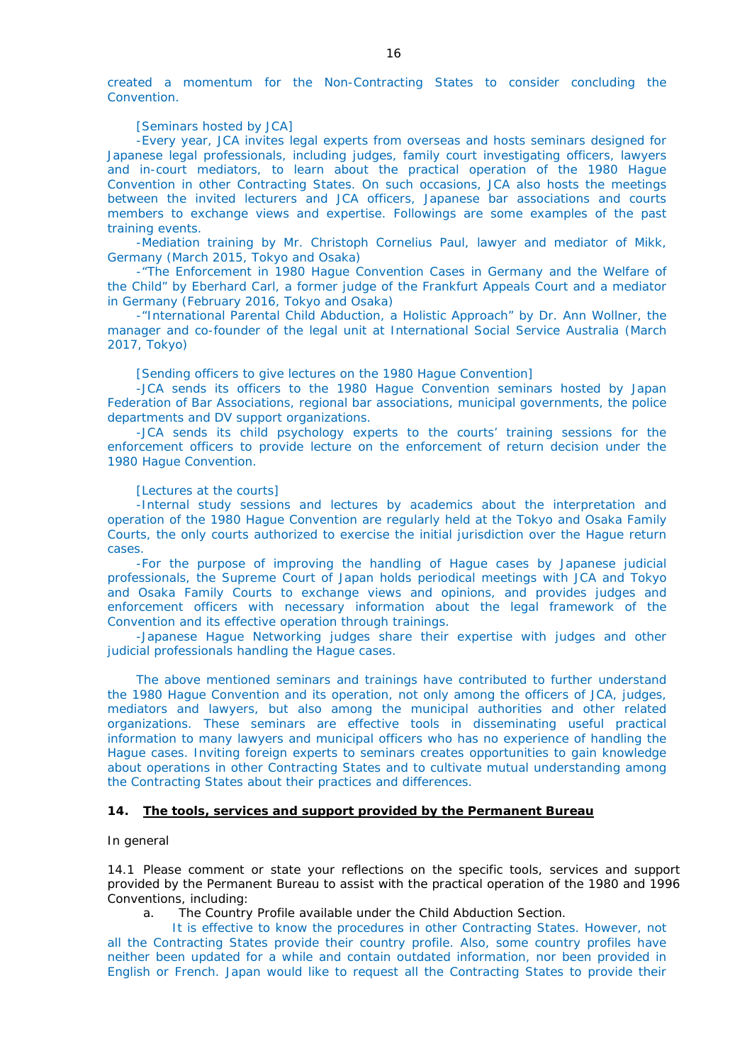created a momentum for the Non-Contracting States to consider concluding the Convention.

[Seminars hosted by JCA]

-Every year, JCA invites legal experts from overseas and hosts seminars designed for Japanese legal professionals, including judges, family court investigating officers, lawyers and in-court mediators, to learn about the practical operation of the 1980 Hague Convention in other Contracting States. On such occasions, JCA also hosts the meetings between the invited lecturers and JCA officers, Japanese bar associations and courts members to exchange views and expertise. Followings are some examples of the past training events.

-Mediation training by Mr. Christoph Cornelius Paul, lawyer and mediator of Mikk, Germany (March 2015, Tokyo and Osaka)

-"The Enforcement in 1980 Hague Convention Cases in Germany and the Welfare of the Child" by Eberhard Carl, a former judge of the Frankfurt Appeals Court and a mediator in Germany (February 2016, Tokyo and Osaka)

-"International Parental Child Abduction, a Holistic Approach" by Dr. Ann Wollner, the manager and co-founder of the legal unit at International Social Service Australia (March 2017, Tokyo)

[Sending officers to give lectures on the 1980 Hague Convention]

-JCA sends its officers to the 1980 Hague Convention seminars hosted by Japan Federation of Bar Associations, regional bar associations, municipal governments, the police departments and DV support organizations.

-JCA sends its child psychology experts to the courts' training sessions for the enforcement officers to provide lecture on the enforcement of return decision under the 1980 Hague Convention.

[Lectures at the courts]

-Internal study sessions and lectures by academics about the interpretation and operation of the 1980 Hague Convention are regularly held at the Tokyo and Osaka Family Courts, the only courts authorized to exercise the initial jurisdiction over the Hague return cases.

-For the purpose of improving the handling of Hague cases by Japanese judicial professionals, the Supreme Court of Japan holds periodical meetings with JCA and Tokyo and Osaka Family Courts to exchange views and opinions, and provides judges and enforcement officers with necessary information about the legal framework of the Convention and its effective operation through trainings.

-Japanese Hague Networking judges share their expertise with judges and other judicial professionals handling the Hague cases.

The above mentioned seminars and trainings have contributed to further understand the 1980 Hague Convention and its operation, not only among the officers of JCA, judges, mediators and lawyers, but also among the municipal authorities and other related organizations. These seminars are effective tools in disseminating useful practical information to many lawyers and municipal officers who has no experience of handling the Hague cases. Inviting foreign experts to seminars creates opportunities to gain knowledge about operations in other Contracting States and to cultivate mutual understanding among the Contracting States about their practices and differences.

## 14. The tools, services and support provided by the Permanent Bureau

In general

14.1 Please comment or state your reflections on the specific tools, services and support provided by the Permanent Bureau to assist with the practical operation of the 1980 and 1996 Conventions, including:

a. The Country Profile available under the Child Abduction Section.

It is effective to know the procedures in other Contracting States. However, not all the Contracting States provide their country profile. Also, some country profiles have neither been updated for a while and contain outdated information, nor been provided in English or French. Japan would like to request all the Contracting States to provide their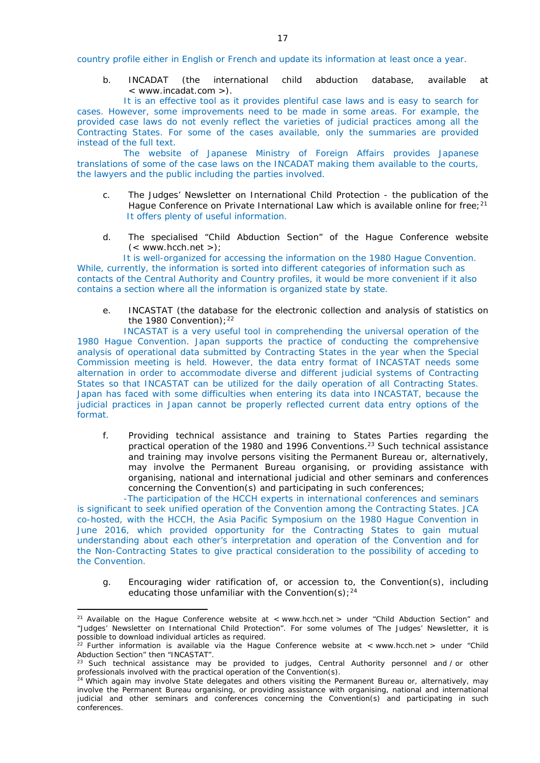country profile either in English or French and update its information at least once a year.

b. INCADAT (the international child abduction database, available at < www.incadat.com >).

It is an effective tool as it provides plentiful case laws and is easy to search for cases. However, some improvements need to be made in some areas. For example, the provided case laws do not evenly reflect the varieties of judicial practices among all the Contracting States. For some of the cases available, only the summaries are provided instead of the full text.

The website of Japanese Ministry of Foreign Affairs provides Japanese translations of some of the case laws on the INCADAT making them available to the courts, the lawyers and the public including the parties involved.

c. The Judges' Newsletter on International Child Protection - the publication of the Hague Conference on Private International Law which is available online for free;[21]

It offers plenty of useful information.

d. The specialised "Child Abduction Section" of the Hague Conference website (< www.hcch.net >);

It is well-organized for accessing the information on the 1980 Hague Convention. While, currently, the information is sorted into different categories of information such as contacts of the Central Authority and Country profiles, it would be more convenient if it also contains a section where all the information is organized state by state.

e. INCASTAT (the database for the electronic collection and analysis of statistics on the 1980 Convention);[22]

INCASTAT is a very useful tool in comprehending the universal operation of the 1980 Hague Convention. Japan supports the practice of conducting the comprehensive analysis of operational data submitted by Contracting States in the year when the Special Commission meeting is held. However, the data entry format of INCASTAT needs some alternation in order to accommodate diverse and different judicial systems of Contracting States so that INCASTAT can be utilized for the daily operation of all Contracting States. Japan has faced with some difficulties when entering its data into INCASTAT, because the judicial practices in Japan cannot be properly reflected current data entry options of the format.

f. Providing technical assistance and training to States Parties regarding the practical operation of the 1980 and 1996 Conventions.[23] Such technical assistance and training may involve persons visiting the Permanent Bureau or, alternatively, may involve the Permanent Bureau organising, or providing assistance with organising, national and international judicial and other seminars and conferences concerning the Convention(s) and participating in such conferences;

-The participation of the HCCH experts in international conferences and seminars is significant to seek unified operation of the Convention among the Contracting States. JCA co-hosted, with the HCCH, the Asia Pacific Symposium on the 1980 Hague Convention in June 2016, which provided opportunity for the Contracting States to gain mutual understanding about each other's interpretation and operation of the Convention and for the Non-Contracting States to give practical consideration to the possibility of acceding to the Convention.

g. Encouraging wider ratification of, or accession to, the Convention(s), including educating those unfamiliar with the Convention(s);[24]

---

[21] Available on the Hague Conference website at < www.hcch.net > under "Child Abduction Section" and "Judges' Newsletter on International Child Protection". For some volumes of The Judges' Newsletter, it is possible to download individual articles as required.

[22] Further information is available via the Hague Conference website at < www.hcch.net > under "Child Abduction Section" then "INCASTAT".

[23] Such technical assistance may be provided to judges, Central Authority personnel and / or other professionals involved with the practical operation of the Convention(s).

[24] Which again may involve State delegates and others visiting the Permanent Bureau or, alternatively, may involve the Permanent Bureau organising, or providing assistance with organising, national and international judicial and other seminars and conferences concerning the Convention(s) and participating in such conferences.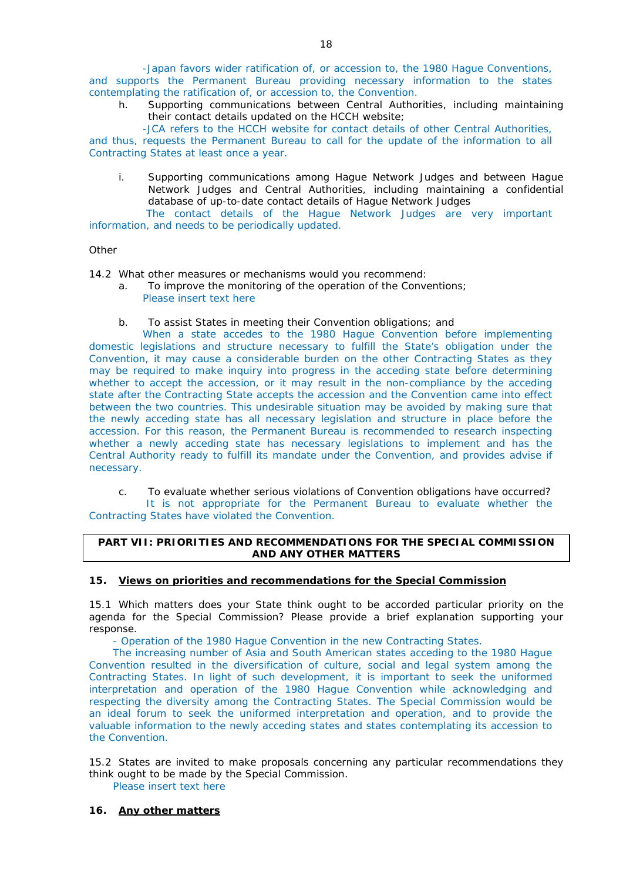-Japan favors wider ratification of, or accession to, the 1980 Hague Conventions, and supports the Permanent Bureau providing necessary information to the states contemplating the ratification of, or accession to, the Convention.

h. Supporting communications between Central Authorities, including maintaining their contact details updated on the HCCH website;

-JCA refers to the HCCH website for contact details of other Central Authorities, and thus, requests the Permanent Bureau to call for the update of the information to all Contracting States at least once a year.

i. Supporting communications among Hague Network Judges and between Hague Network Judges and Central Authorities, including maintaining a confidential database of up-to-date contact details of Hague Network Judges

The contact details of the Hague Network Judges are very important information, and needs to be periodically updated.

Other

14.2 What other measures or mechanisms would you recommend:

a. To improve the monitoring of the operation of the Conventions;

Please insert text here

b. To assist States in meeting their Convention obligations; and

When a state accedes to the 1980 Hague Convention before implementing domestic legislations and structure necessary to fulfill the State's obligation under the Convention, it may cause a considerable burden on the other Contracting States as they may be required to make inquiry into progress in the acceding state before determining whether to accept the accession, or it may result in the non-compliance by the acceding state after the Contracting State accepts the accession and the Convention came into effect between the two countries. This undesirable situation may be avoided by making sure that the newly acceding state has all necessary legislation and structure in place before the accession. For this reason, the Permanent Bureau is recommended to research inspecting whether a newly acceding state has necessary legislations to implement and has the Central Authority ready to fulfill its mandate under the Convention, and provides advise if necessary.

c. To evaluate whether serious violations of Convention obligations have occurred?

It is not appropriate for the Permanent Bureau to evaluate whether the Contracting States have violated the Convention.

## PART VII: PRIORITIES AND RECOMMENDATIONS FOR THE SPECIAL COMMISSION AND ANY OTHER MATTERS

### 15. Views on priorities and recommendations for the Special Commission

15.1 Which matters does your State think ought to be accorded particular priority on the agenda for the Special Commission? Please provide a brief explanation supporting your response.

- Operation of the 1980 Hague Convention in the new Contracting States.

The increasing number of Asia and South American states acceding to the 1980 Hague Convention resulted in the diversification of culture, social and legal system among the Contracting States. In light of such development, it is important to seek the uniformed interpretation and operation of the 1980 Hague Convention while acknowledging and respecting the diversity among the Contracting States. The Special Commission would be an ideal forum to seek the uniformed interpretation and operation, and to provide the valuable information to the newly acceding states and states contemplating its accession to the Convention.

15.2 States are invited to make proposals concerning any particular recommendations they think ought to be made by the Special Commission.

Please insert text here

### 16. Any other matters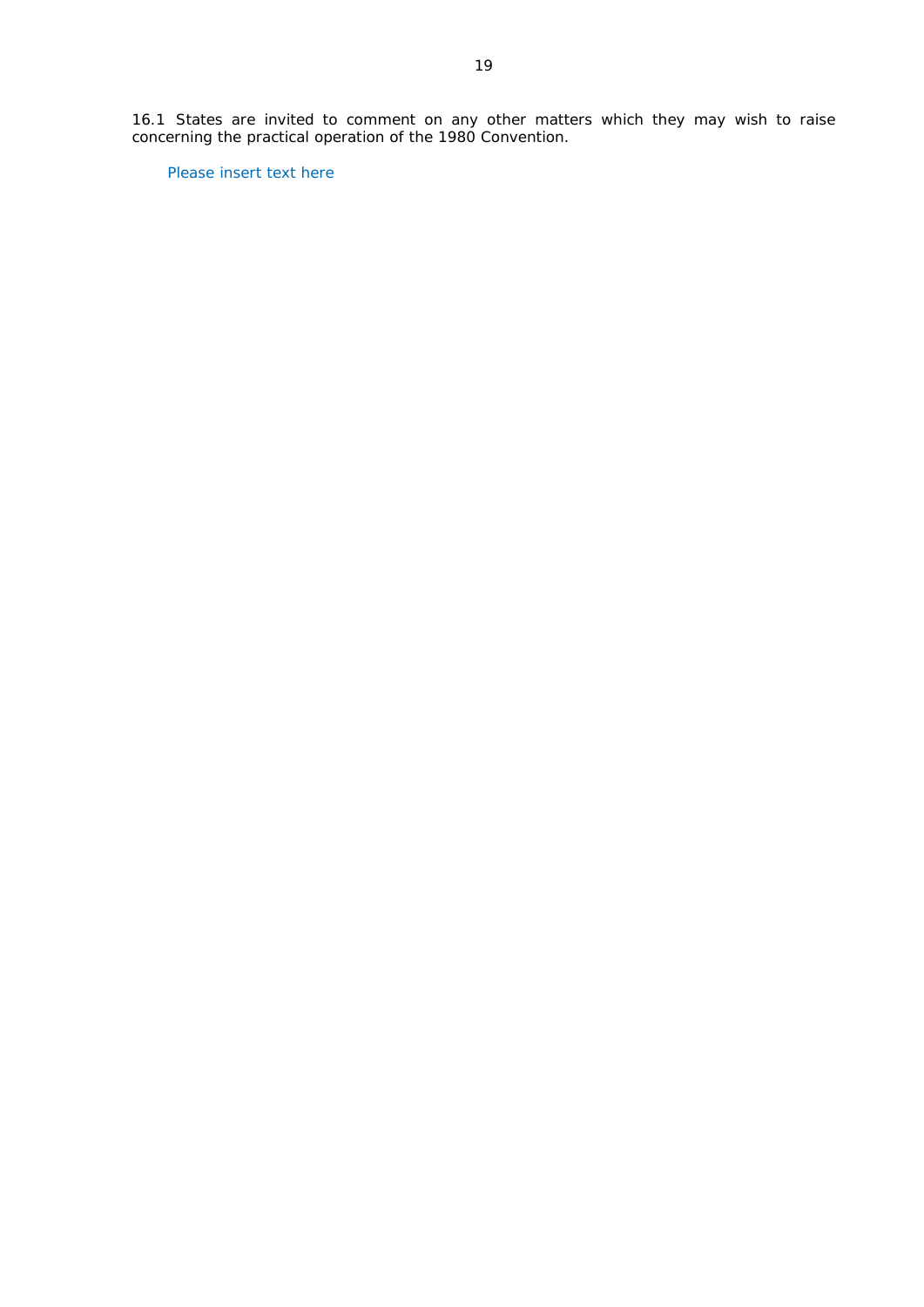16.1 States are invited to comment on any other matters which they may wish to raise concerning the practical operation of the 1980 Convention.

Please insert text here